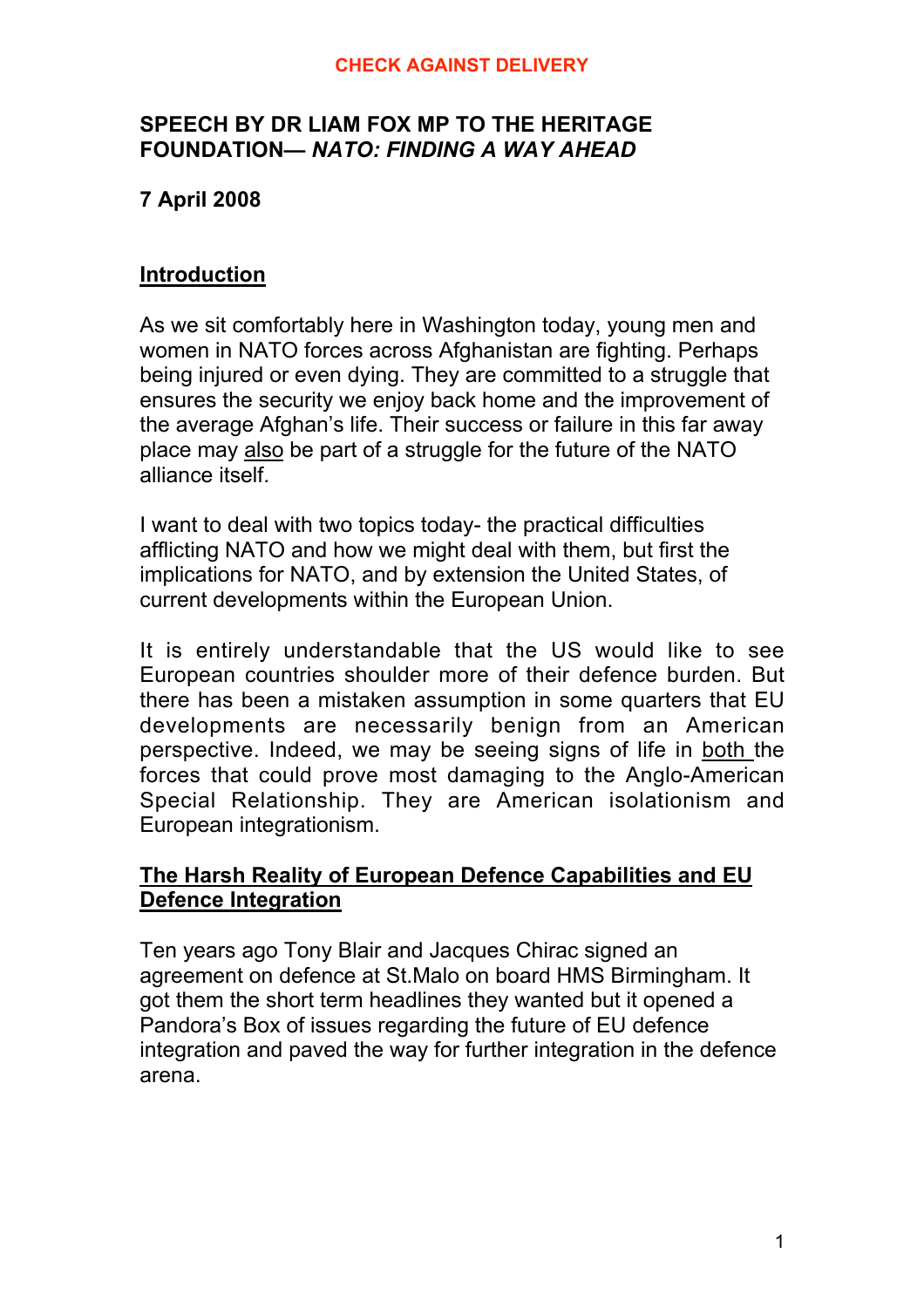**CHECK AGAINST DELIVERY**

# SPEECH BY DR LIAM FOX MP TO THE HERITAGE FOUNDATION— *NATO: FINDING A WAY AHEAD*

**7 April 2008**

## Introduction

As we sit comfortably here in Washington today, young men and women in NATO forces across Afghanistan are fighting. Perhaps being injured or even dying. They are committed to a struggle that ensures the security we enjoy back home and the improvement of the average Afghan's life. Their success or failure in this far away place may <u>also</u> be part of a struggle for the future of the NATO alliance itself.

I want to deal with two topics today- the practical difficulties afflicting NATO and how we might deal with them, but first the implications for NATO, and by extension the United States, of current developments within the European Union.

It is entirely understandable that the US would like to see European countries shoulder more of their defence burden. But there has been a mistaken assumption in some quarters that EU developments are necessarily benign from an American perspective. Indeed, we may be seeing signs of life in <u>both</u> the forces that could prove most damaging to the Anglo-American Special Relationship. They are American isolationism and European integrationism.

## The Harsh Reality of European Defence Capabilities and EU Defence Integration

Ten years ago Tony Blair and Jacques Chirac signed an agreement on defence at St.Malo on board HMS Birmingham. It got them the short term headlines they wanted but it opened a Pandora's Box of issues regarding the future of EU defence integration and paved the way for further integration in the defence arena.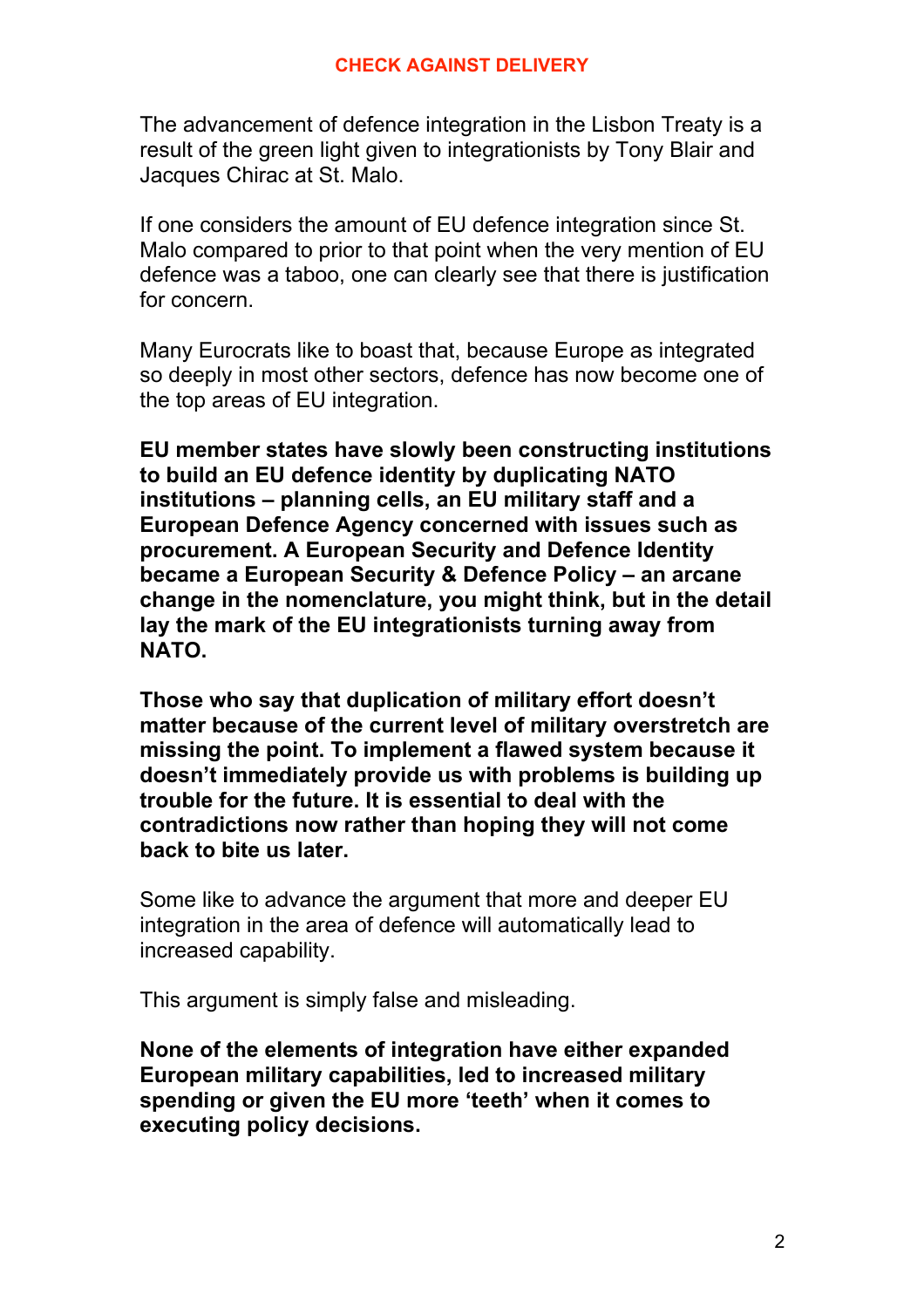**CHECK AGAINST DELIVERY**

The advancement of defence integration in the Lisbon Treaty is a result of the green light given to integrationists by Tony Blair and Jacques Chirac at St. Malo.

If one considers the amount of EU defence integration since St. Malo compared to prior to that point when the very mention of EU defence was a taboo, one can clearly see that there is justification for concern.

Many Eurocrats like to boast that, because Europe as integrated so deeply in most other sectors, defence has now become one of the top areas of EU integration.

**EU member states have slowly been constructing institutions to build an EU defence identity by duplicating NATO institutions – planning cells, an EU military staff and a European Defence Agency concerned with issues such as procurement. A European Security and Defence Identity became a European Security & Defence Policy – an arcane change in the nomenclature, you might think, but in the detail lay the mark of the EU integrationists turning away from NATO.**

**Those who say that duplication of military effort doesn't matter because of the current level of military overstretch are missing the point. To implement a flawed system because it doesn't immediately provide us with problems is building up trouble for the future. It is essential to deal with the contradictions now rather than hoping they will not come back to bite us later.**

Some like to advance the argument that more and deeper EU integration in the area of defence will automatically lead to increased capability.

This argument is simply false and misleading.

**None of the elements of integration have either expanded European military capabilities, led to increased military spending or given the EU more 'teeth' when it comes to executing policy decisions.**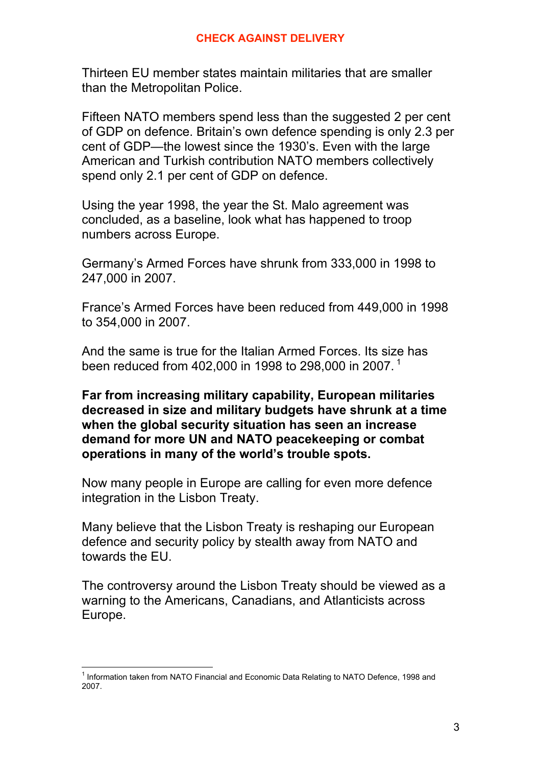**CHECK AGAINST DELIVERY**

Thirteen EU member states maintain militaries that are smaller than the Metropolitan Police.

Fifteen NATO members spend less than the suggested 2 per cent of GDP on defence. Britain's own defence spending is only 2.3 per cent of GDP—the lowest since the 1930's. Even with the large American and Turkish contribution NATO members collectively spend only 2.1 per cent of GDP on defence.

Using the year 1998, the year the St. Malo agreement was concluded, as a baseline, look what has happened to troop numbers across Europe.

Germany's Armed Forces have shrunk from 333,000 in 1998 to 247,000 in 2007.

France's Armed Forces have been reduced from 449,000 in 1998 to 354,000 in 2007.

And the same is true for the Italian Armed Forces. Its size has been reduced from 402,000 in 1998 to 298,000 in 2007. [1]

**Far from increasing military capability, European militaries decreased in size and military budgets have shrunk at a time when the global security situation has seen an increase demand for more UN and NATO peacekeeping or combat operations in many of the world's trouble spots.**

Now many people in Europe are calling for even more defence integration in the Lisbon Treaty.

Many believe that the Lisbon Treaty is reshaping our European defence and security policy by stealth away from NATO and towards the EU.

The controversy around the Lisbon Treaty should be viewed as a warning to the Americans, Canadians, and Atlanticists across Europe.

---

[1] Information taken from NATO Financial and Economic Data Relating to NATO Defence, 1998 and 2007.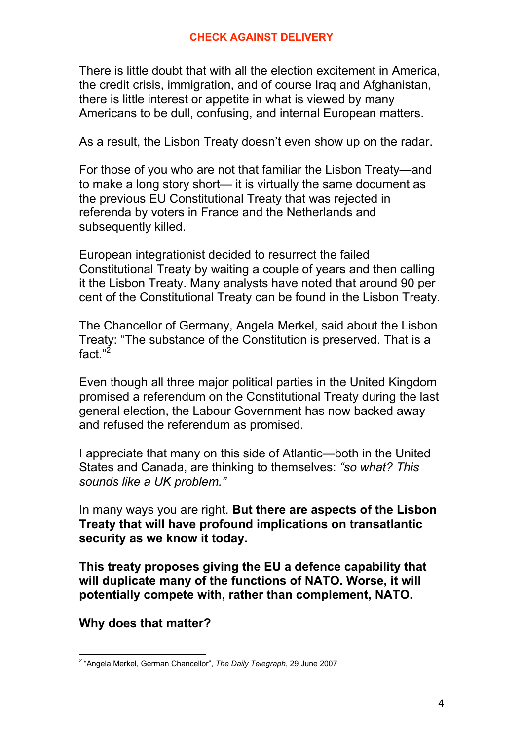There is little doubt that with all the election excitement in America, the credit crisis, immigration, and of course Iraq and Afghanistan, there is little interest or appetite in what is viewed by many Americans to be dull, confusing, and internal European matters.

As a result, the Lisbon Treaty doesn't even show up on the radar.

For those of you who are not that familiar the Lisbon Treaty—and to make a long story short— it is virtually the same document as the previous EU Constitutional Treaty that was rejected in referenda by voters in France and the Netherlands and subsequently killed.

European integrationist decided to resurrect the failed Constitutional Treaty by waiting a couple of years and then calling it the Lisbon Treaty. Many analysts have noted that around 90 per cent of the Constitutional Treaty can be found in the Lisbon Treaty.

The Chancellor of Germany, Angela Merkel, said about the Lisbon Treaty: "The substance of the Constitution is preserved. That is a fact."[2]

Even though all three major political parties in the United Kingdom promised a referendum on the Constitutional Treaty during the last general election, the Labour Government has now backed away and refused the referendum as promised.

I appreciate that many on this side of Atlantic—both in the United States and Canada, are thinking to themselves: *"so what? This sounds like a UK problem."*

In many ways you are right. **But there are aspects of the Lisbon Treaty that will have profound implications on transatlantic security as we know it today.**

**This treaty proposes giving the EU a defence capability that will duplicate many of the functions of NATO. Worse, it will potentially compete with, rather than complement, NATO.**

**Why does that matter?**

[2] "Angela Merkel, German Chancellor", *The Daily Telegraph*, 29 June 2007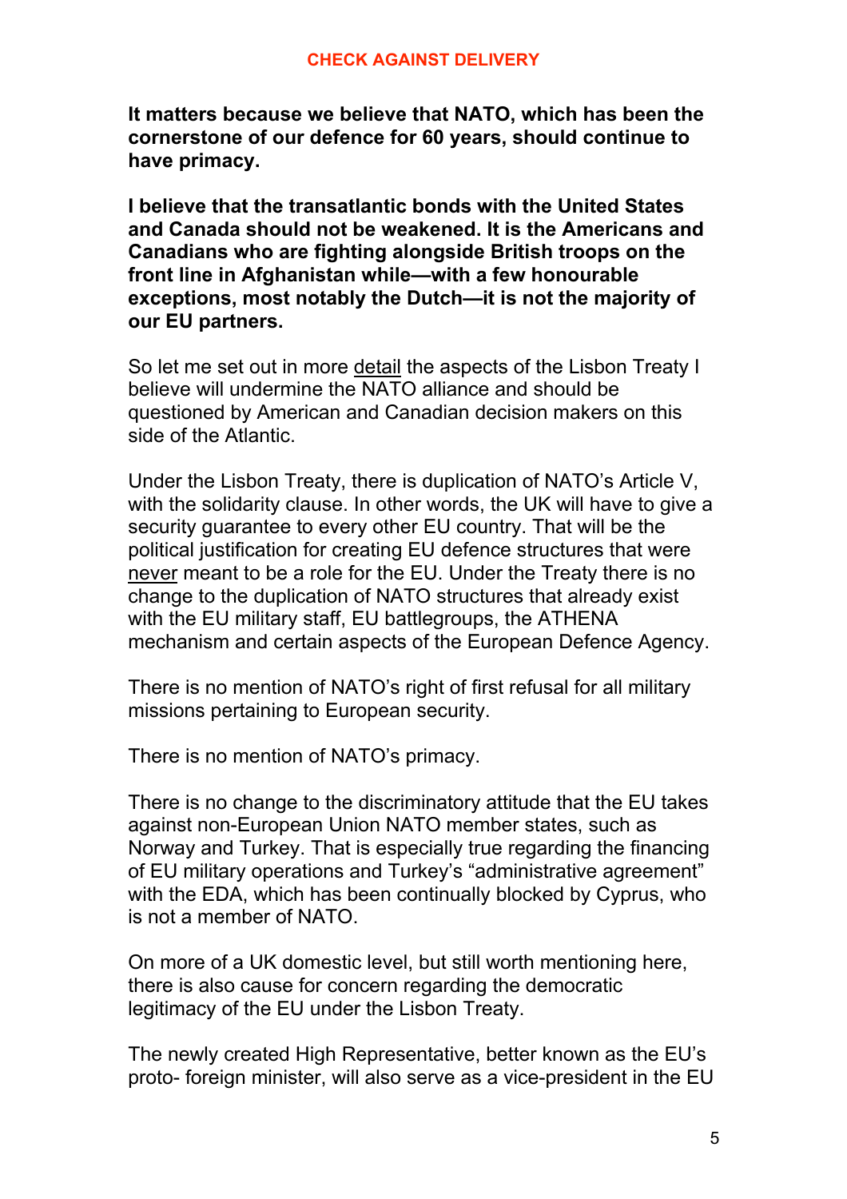**It matters because we believe that NATO, which has been the cornerstone of our defence for 60 years, should continue to have primacy.**

**I believe that the transatlantic bonds with the United States and Canada should not be weakened. It is the Americans and Canadians who are fighting alongside British troops on the front line in Afghanistan while—with a few honourable exceptions, most notably the Dutch—it is not the majority of our EU partners.**

So let me set out in more <u>detail</u> the aspects of the Lisbon Treaty I believe will undermine the NATO alliance and should be questioned by American and Canadian decision makers on this side of the Atlantic.

Under the Lisbon Treaty, there is duplication of NATO's Article V, with the solidarity clause. In other words, the UK will have to give a security guarantee to every other EU country. That will be the political justification for creating EU defence structures that were <u>never</u> meant to be a role for the EU. Under the Treaty there is no change to the duplication of NATO structures that already exist with the EU military staff, EU battlegroups, the ATHENA mechanism and certain aspects of the European Defence Agency.

There is no mention of NATO's right of first refusal for all military missions pertaining to European security.

There is no mention of NATO's primacy.

There is no change to the discriminatory attitude that the EU takes against non-European Union NATO member states, such as Norway and Turkey. That is especially true regarding the financing of EU military operations and Turkey's "administrative agreement" with the EDA, which has been continually blocked by Cyprus, who is not a member of NATO.

On more of a UK domestic level, but still worth mentioning here, there is also cause for concern regarding the democratic legitimacy of the EU under the Lisbon Treaty.

The newly created High Representative, better known as the EU's proto- foreign minister, will also serve as a vice-president in the EU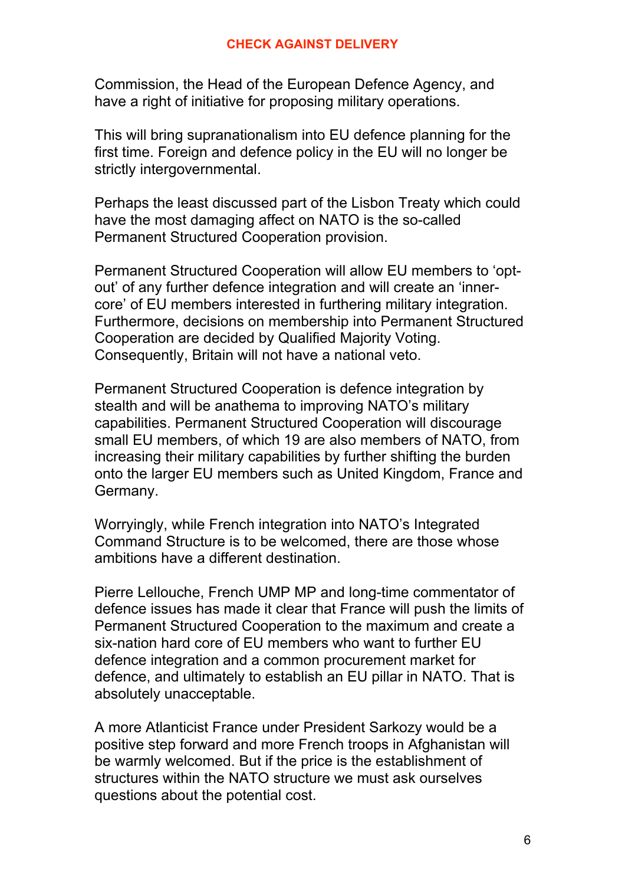Commission, the Head of the European Defence Agency, and have a right of initiative for proposing military operations.

This will bring supranationalism into EU defence planning for the first time. Foreign and defence policy in the EU will no longer be strictly intergovernmental.

Perhaps the least discussed part of the Lisbon Treaty which could have the most damaging affect on NATO is the so-called Permanent Structured Cooperation provision.

Permanent Structured Cooperation will allow EU members to 'opt-out' of any further defence integration and will create an 'inner-core' of EU members interested in furthering military integration. Furthermore, decisions on membership into Permanent Structured Cooperation are decided by Qualified Majority Voting. Consequently, Britain will not have a national veto.

Permanent Structured Cooperation is defence integration by stealth and will be anathema to improving NATO's military capabilities. Permanent Structured Cooperation will discourage small EU members, of which 19 are also members of NATO, from increasing their military capabilities by further shifting the burden onto the larger EU members such as United Kingdom, France and Germany.

Worryingly, while French integration into NATO's Integrated Command Structure is to be welcomed, there are those whose ambitions have a different destination.

Pierre Lellouche, French UMP MP and long-time commentator of defence issues has made it clear that France will push the limits of Permanent Structured Cooperation to the maximum and create a six-nation hard core of EU members who want to further EU defence integration and a common procurement market for defence, and ultimately to establish an EU pillar in NATO. That is absolutely unacceptable.

A more Atlanticist France under President Sarkozy would be a positive step forward and more French troops in Afghanistan will be warmly welcomed. But if the price is the establishment of structures within the NATO structure we must ask ourselves questions about the potential cost.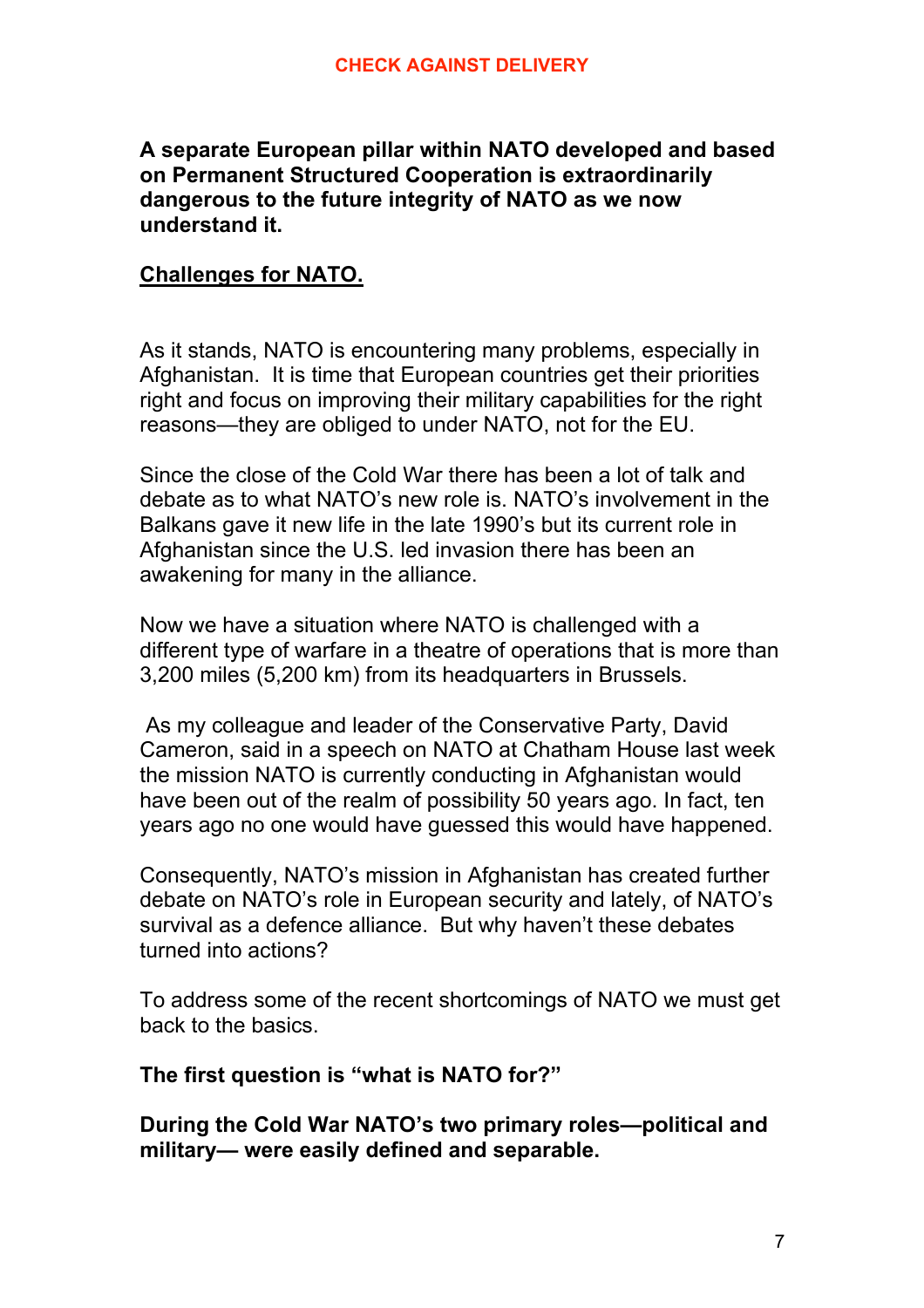**A separate European pillar within NATO developed and based on Permanent Structured Cooperation is extraordinarily dangerous to the future integrity of NATO as we now understand it.**

## Challenges for NATO.

As it stands, NATO is encountering many problems, especially in Afghanistan. It is time that European countries get their priorities right and focus on improving their military capabilities for the right reasons—they are obliged to under NATO, not for the EU.

Since the close of the Cold War there has been a lot of talk and debate as to what NATO's new role is. NATO's involvement in the Balkans gave it new life in the late 1990's but its current role in Afghanistan since the U.S. led invasion there has been an awakening for many in the alliance.

Now we have a situation where NATO is challenged with a different type of warfare in a theatre of operations that is more than 3,200 miles (5,200 km) from its headquarters in Brussels.

As my colleague and leader of the Conservative Party, David Cameron, said in a speech on NATO at Chatham House last week the mission NATO is currently conducting in Afghanistan would have been out of the realm of possibility 50 years ago. In fact, ten years ago no one would have guessed this would have happened.

Consequently, NATO's mission in Afghanistan has created further debate on NATO's role in European security and lately, of NATO's survival as a defence alliance. But why haven't these debates turned into actions?

To address some of the recent shortcomings of NATO we must get back to the basics.

**The first question is "what is NATO for?"**

**During the Cold War NATO's two primary roles—political and military— were easily defined and separable.**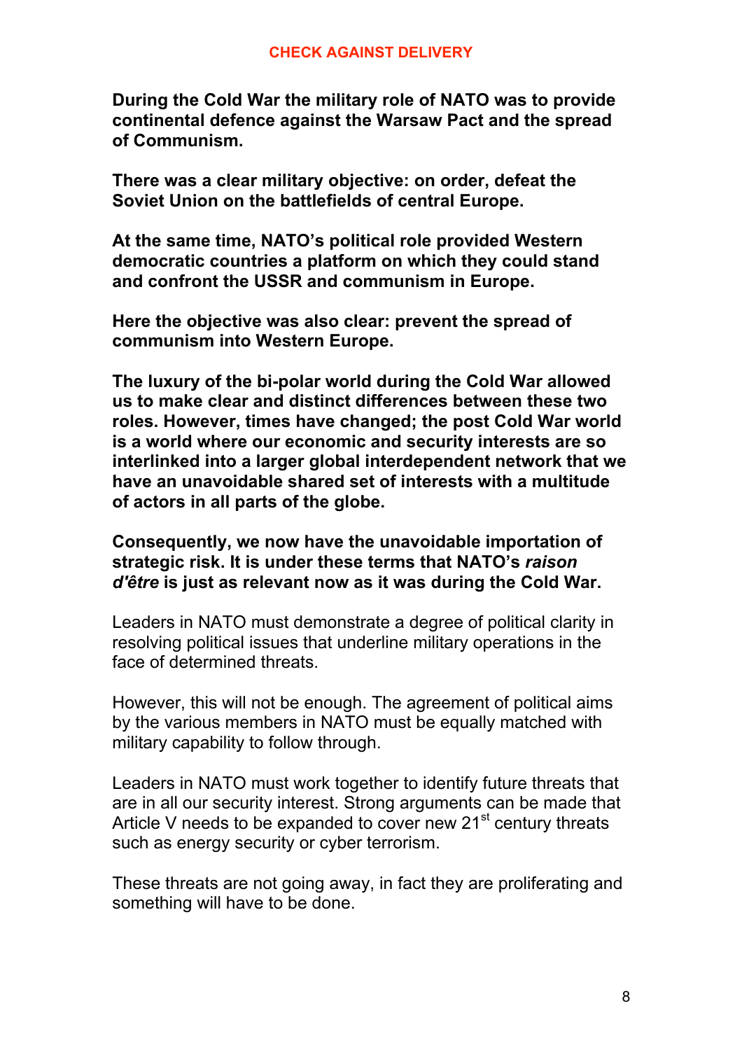**CHECK AGAINST DELIVERY**

**During the Cold War the military role of NATO was to provide continental defence against the Warsaw Pact and the spread of Communism.**

**There was a clear military objective: on order, defeat the Soviet Union on the battlefields of central Europe.**

**At the same time, NATO's political role provided Western democratic countries a platform on which they could stand and confront the USSR and communism in Europe.**

**Here the objective was also clear: prevent the spread of communism into Western Europe.**

**The luxury of the bi-polar world during the Cold War allowed us to make clear and distinct differences between these two roles. However, times have changed; the post Cold War world is a world where our economic and security interests are so interlinked into a larger global interdependent network that we have an unavoidable shared set of interests with a multitude of actors in all parts of the globe.**

**Consequently, we now have the unavoidable importation of strategic risk. It is under these terms that NATO's *raison d'être* is just as relevant now as it was during the Cold War.**

Leaders in NATO must demonstrate a degree of political clarity in resolving political issues that underline military operations in the face of determined threats.

However, this will not be enough. The agreement of political aims by the various members in NATO must be equally matched with military capability to follow through.

Leaders in NATO must work together to identify future threats that are in all our security interest. Strong arguments can be made that Article V needs to be expanded to cover new 21st century threats such as energy security or cyber terrorism.

These threats are not going away, in fact they are proliferating and something will have to be done.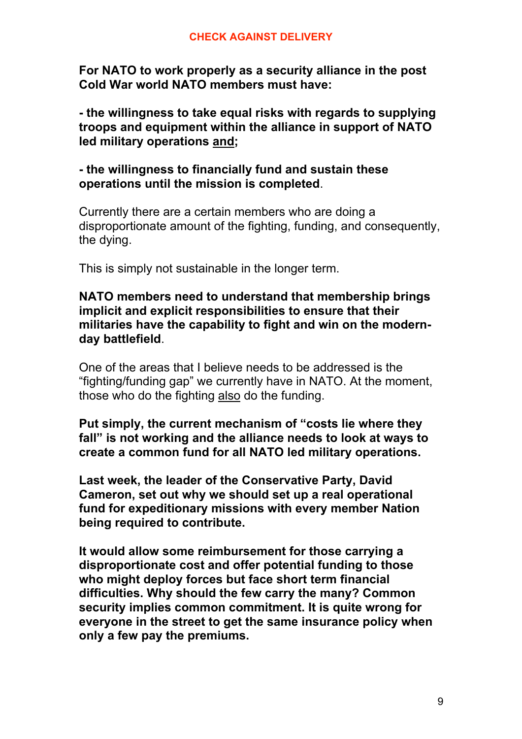**For NATO to work properly as a security alliance in the post Cold War world NATO members must have:**

**- the willingness to take equal risks with regards to supplying troops and equipment within the alliance in support of NATO led military operations <u>and</u>;**

**- the willingness to financially fund and sustain these operations until the mission is completed**.

Currently there are a certain members who are doing a disproportionate amount of the fighting, funding, and consequently, the dying.

This is simply not sustainable in the longer term.

**NATO members need to understand that membership brings implicit and explicit responsibilities to ensure that their militaries have the capability to fight and win on the modern-day battlefield**.

One of the areas that I believe needs to be addressed is the “fighting/funding gap” we currently have in NATO. At the moment, those who do the fighting <u>also</u> do the funding.

**Put simply, the current mechanism of “costs lie where they fall” is not working and the alliance needs to look at ways to create a common fund for all NATO led military operations.**

**Last week, the leader of the Conservative Party, David Cameron, set out why we should set up a real operational fund for expeditionary missions with every member Nation being required to contribute.**

**It would allow some reimbursement for those carrying a disproportionate cost and offer potential funding to those who might deploy forces but face short term financial difficulties. Why should the few carry the many? Common security implies common commitment. It is quite wrong for everyone in the street to get the same insurance policy when only a few pay the premiums.**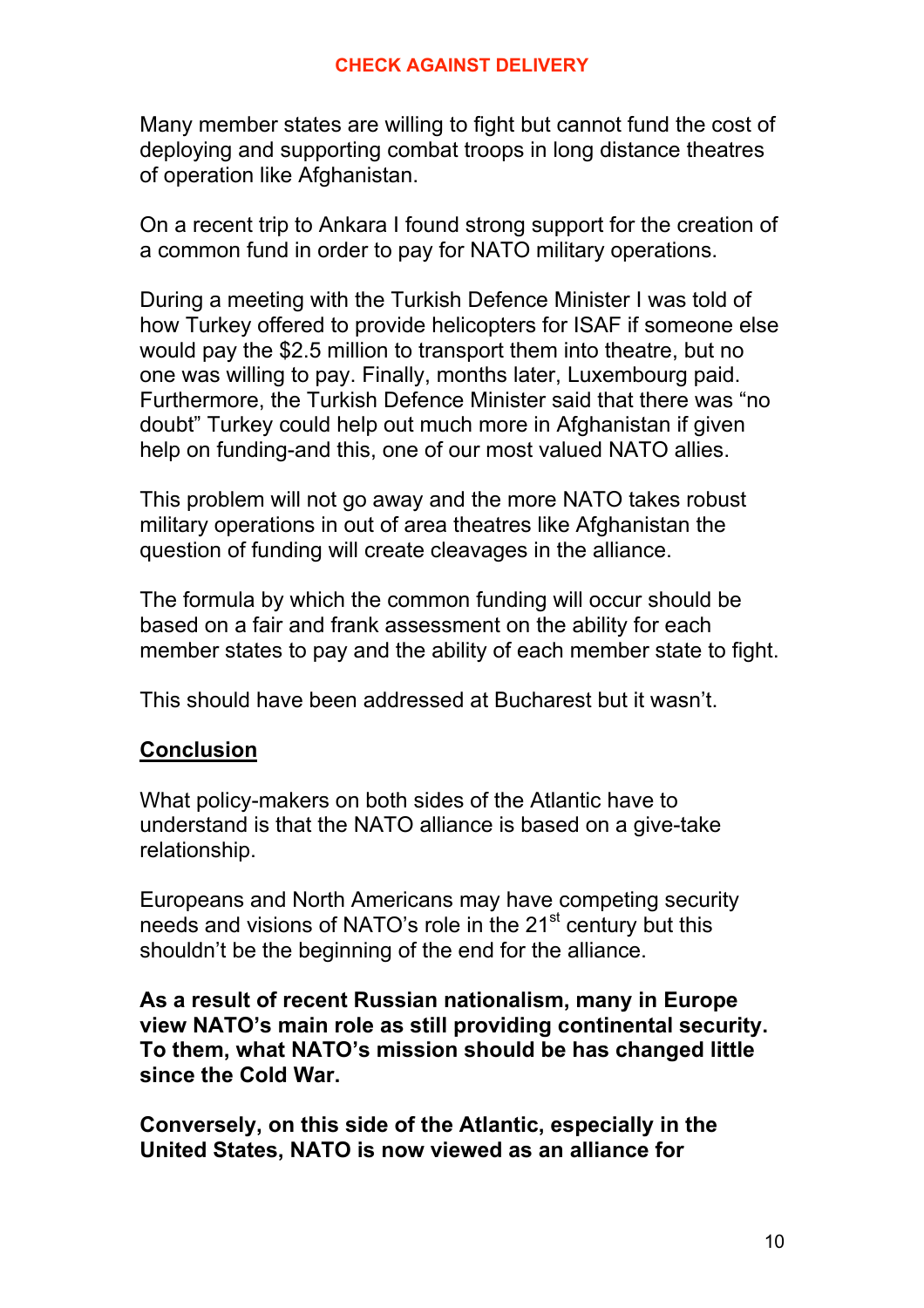CHECK AGAINST DELIVERY

Many member states are willing to fight but cannot fund the cost of deploying and supporting combat troops in long distance theatres of operation like Afghanistan.

On a recent trip to Ankara I found strong support for the creation of a common fund in order to pay for NATO military operations.

During a meeting with the Turkish Defence Minister I was told of how Turkey offered to provide helicopters for ISAF if someone else would pay the $2.5 million to transport them into theatre, but no one was willing to pay. Finally, months later, Luxembourg paid. Furthermore, the Turkish Defence Minister said that there was "no doubt" Turkey could help out much more in Afghanistan if given help on funding-and this, one of our most valued NATO allies.

This problem will not go away and the more NATO takes robust military operations in out of area theatres like Afghanistan the question of funding will create cleavages in the alliance.

The formula by which the common funding will occur should be based on a fair and frank assessment on the ability for each member states to pay and the ability of each member state to fight.

This should have been addressed at Bucharest but it wasn't.

## Conclusion

What policy-makers on both sides of the Atlantic have to understand is that the NATO alliance is based on a give-take relationship.

Europeans and North Americans may have competing security needs and visions of NATO's role in the 21st century but this shouldn't be the beginning of the end for the alliance.

**As a result of recent Russian nationalism, many in Europe view NATO's main role as still providing continental security. To them, what NATO's mission should be has changed little since the Cold War.**

**Conversely, on this side of the Atlantic, especially in the United States, NATO is now viewed as an alliance for**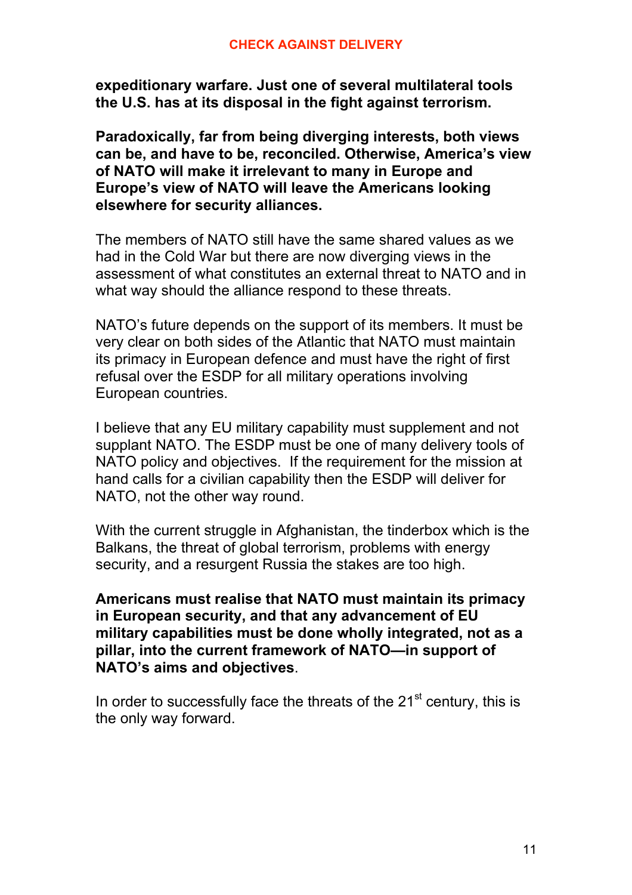**expeditionary warfare. Just one of several multilateral tools the U.S. has at its disposal in the fight against terrorism.**

**Paradoxically, far from being diverging interests, both views can be, and have to be, reconciled. Otherwise, America's view of NATO will make it irrelevant to many in Europe and Europe's view of NATO will leave the Americans looking elsewhere for security alliances.**

The members of NATO still have the same shared values as we had in the Cold War but there are now diverging views in the assessment of what constitutes an external threat to NATO and in what way should the alliance respond to these threats.

NATO's future depends on the support of its members. It must be very clear on both sides of the Atlantic that NATO must maintain its primacy in European defence and must have the right of first refusal over the ESDP for all military operations involving European countries.

I believe that any EU military capability must supplement and not supplant NATO. The ESDP must be one of many delivery tools of NATO policy and objectives. If the requirement for the mission at hand calls for a civilian capability then the ESDP will deliver for NATO, not the other way round.

With the current struggle in Afghanistan, the tinderbox which is the Balkans, the threat of global terrorism, problems with energy security, and a resurgent Russia the stakes are too high.

**Americans must realise that NATO must maintain its primacy in European security, and that any advancement of EU military capabilities must be done wholly integrated, not as a pillar, into the current framework of NATO—in support of NATO's aims and objectives**.

In order to successfully face the threats of the 21st century, this is the only way forward.